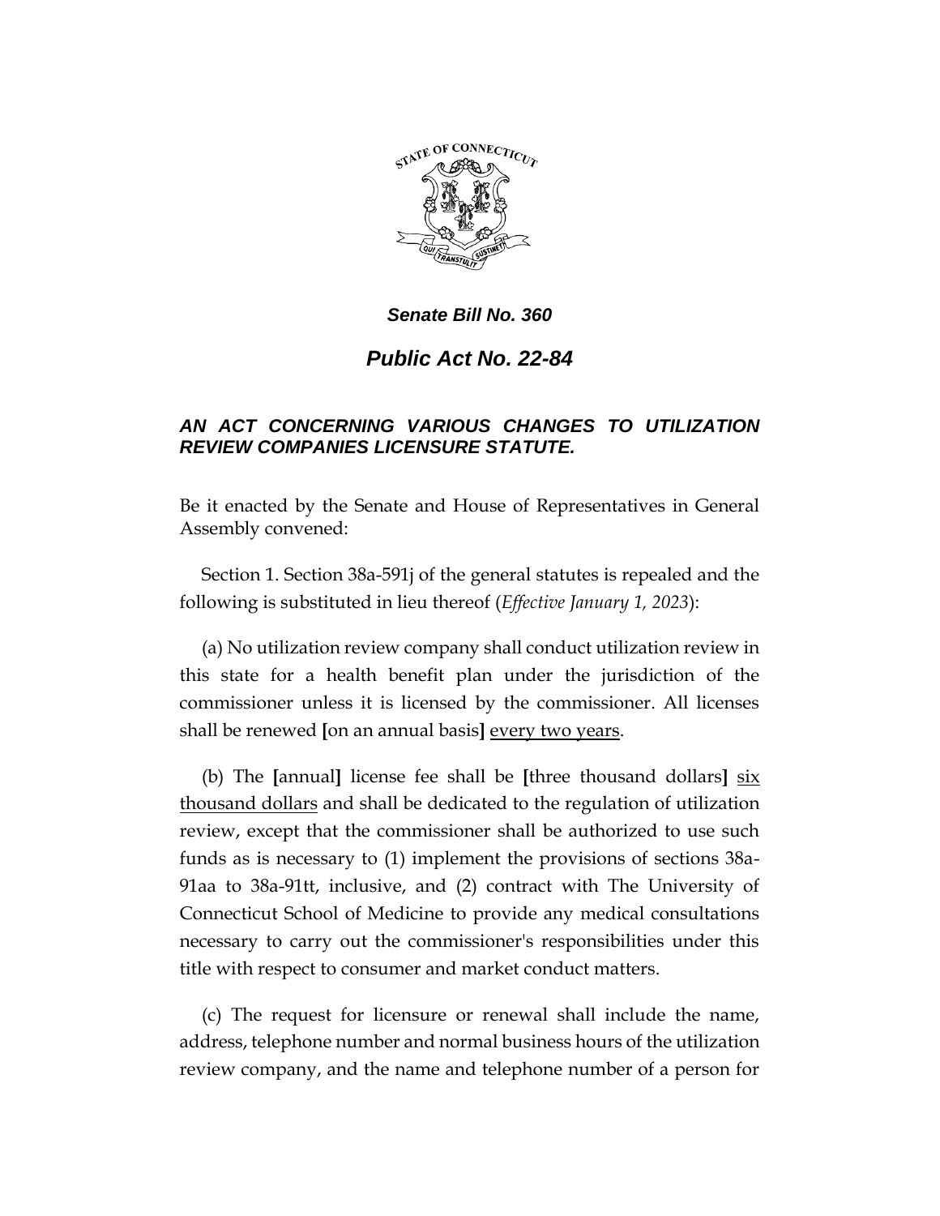***Senate Bill No. 360***

# ***Public Act No. 22-84***

## ***AN ACT CONCERNING VARIOUS CHANGES TO UTILIZATION REVIEW COMPANIES LICENSURE STATUTE.***

Be it enacted by the Senate and House of Representatives in General Assembly convened:

Section 1. Section 38a-591j of the general statutes is repealed and the following is substituted in lieu thereof (*Effective January 1, 2023*):

(a) No utilization review company shall conduct utilization review in this state for a health benefit plan under the jurisdiction of the commissioner unless it is licensed by the commissioner. All licenses shall be renewed **[**on an annual basis**]** <u>every two years</u>.

(b) The **[**annual**]** license fee shall be **[**three thousand dollars**]** <u>six thousand dollars</u> and shall be dedicated to the regulation of utilization review, except that the commissioner shall be authorized to use such funds as is necessary to (1) implement the provisions of sections 38a-91aa to 38a-91tt, inclusive, and (2) contract with The University of Connecticut School of Medicine to provide any medical consultations necessary to carry out the commissioner's responsibilities under this title with respect to consumer and market conduct matters.

(c) The request for licensure or renewal shall include the name, address, telephone number and normal business hours of the utilization review company, and the name and telephone number of a person for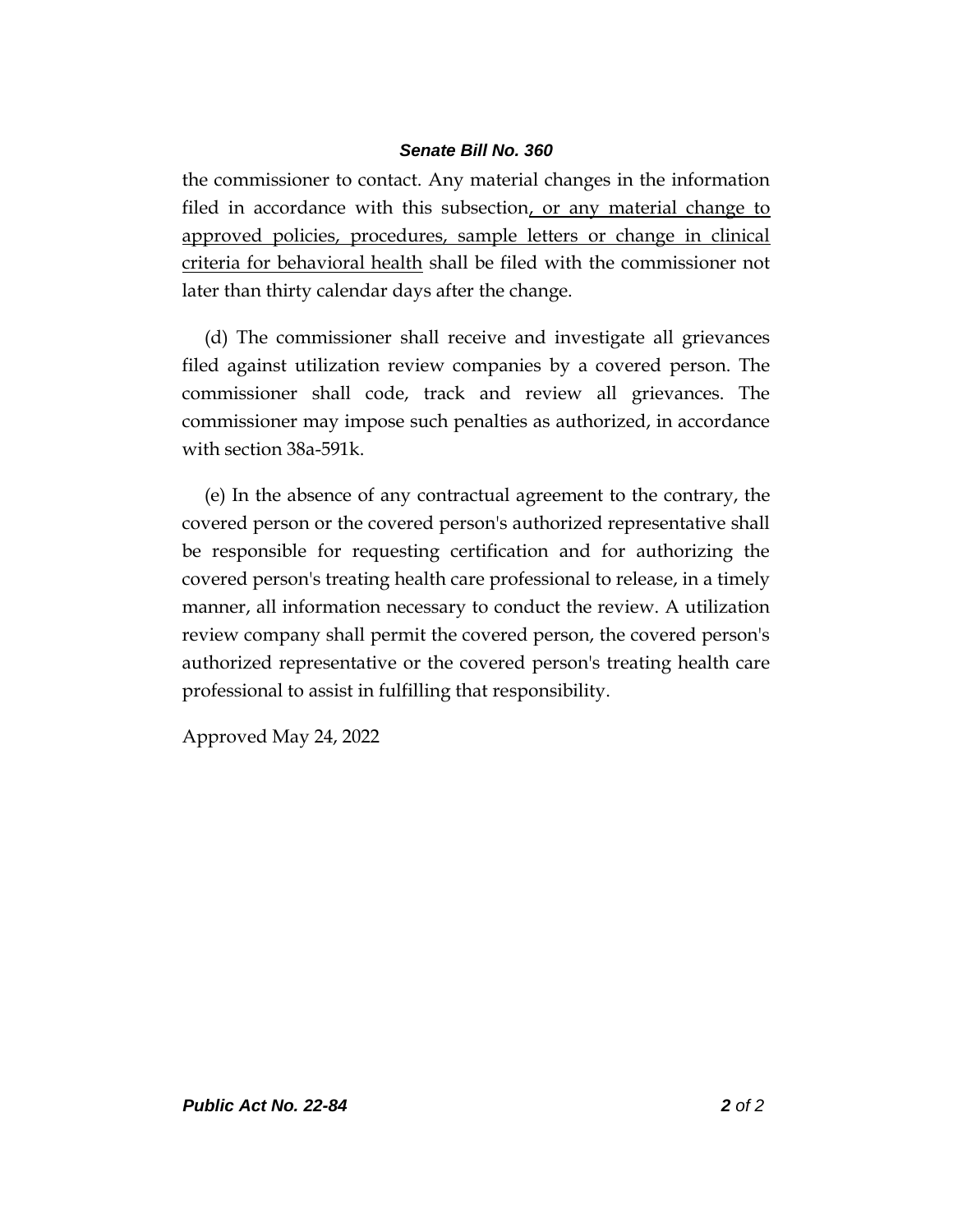the commissioner to contact. Any material changes in the information filed in accordance with this subsection, or any material change to approved policies, procedures, sample letters or change in clinical criteria for behavioral health shall be filed with the commissioner not later than thirty calendar days after the change.

(d) The commissioner shall receive and investigate all grievances filed against utilization review companies by a covered person. The commissioner shall code, track and review all grievances. The commissioner may impose such penalties as authorized, in accordance with section 38a-591k.

(e) In the absence of any contractual agreement to the contrary, the covered person or the covered person's authorized representative shall be responsible for requesting certification and for authorizing the covered person's treating health care professional to release, in a timely manner, all information necessary to conduct the review. A utilization review company shall permit the covered person, the covered person's authorized representative or the covered person's treating health care professional to assist in fulfilling that responsibility.

Approved May 24, 2022